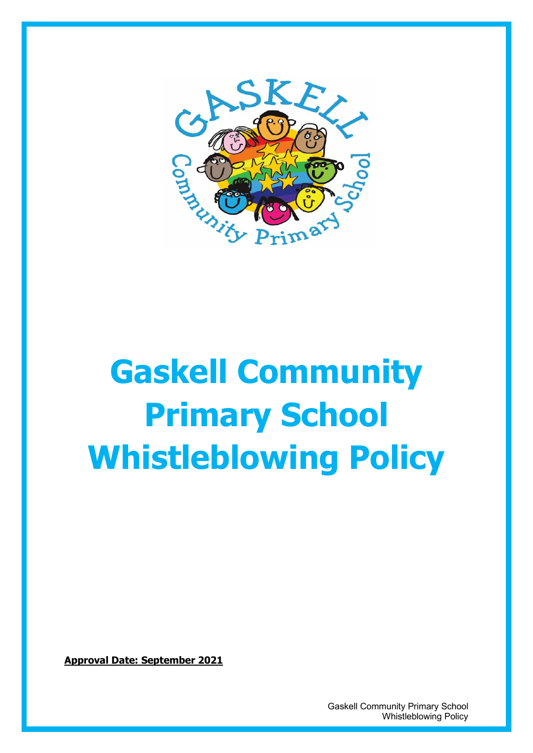# Gaskell Community Primary School Whistleblowing Policy

**Approval Date: September 2021**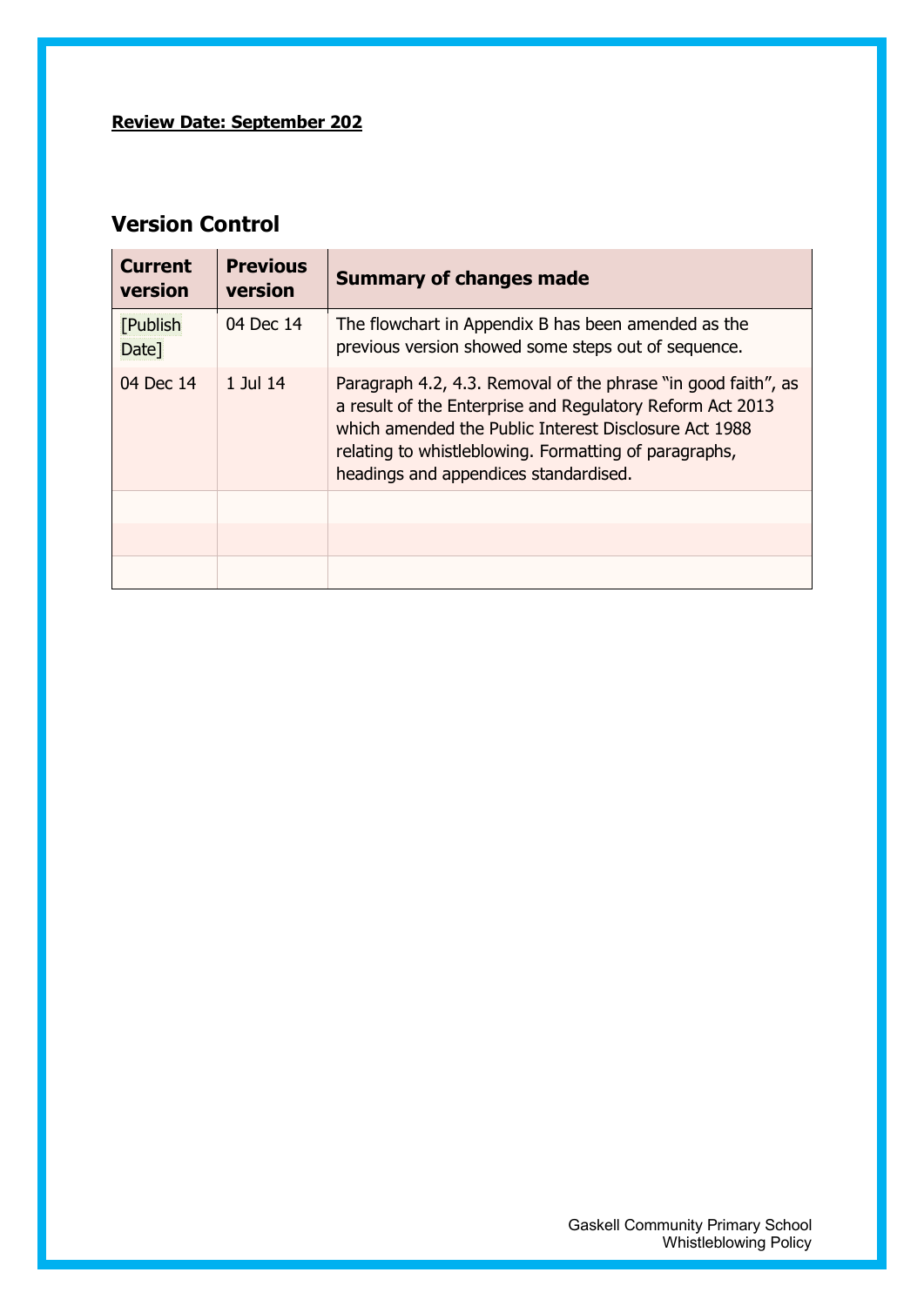**Review Date: September 202**

## Version Control

| Current version | Previous version | Summary of changes made |
| --- | --- | --- |
| [Publish Date] | 04 Dec 14 | The flowchart in Appendix B has been amended as the previous version showed some steps out of sequence. |
| 04 Dec 14 | 1 Jul 14 | Paragraph 4.2, 4.3. Removal of the phrase "in good faith", as a result of the Enterprise and Regulatory Reform Act 2013 which amended the Public Interest Disclosure Act 1988 relating to whistleblowing. Formatting of paragraphs, headings and appendices standardised. |
| | | |
| | | |
| | | |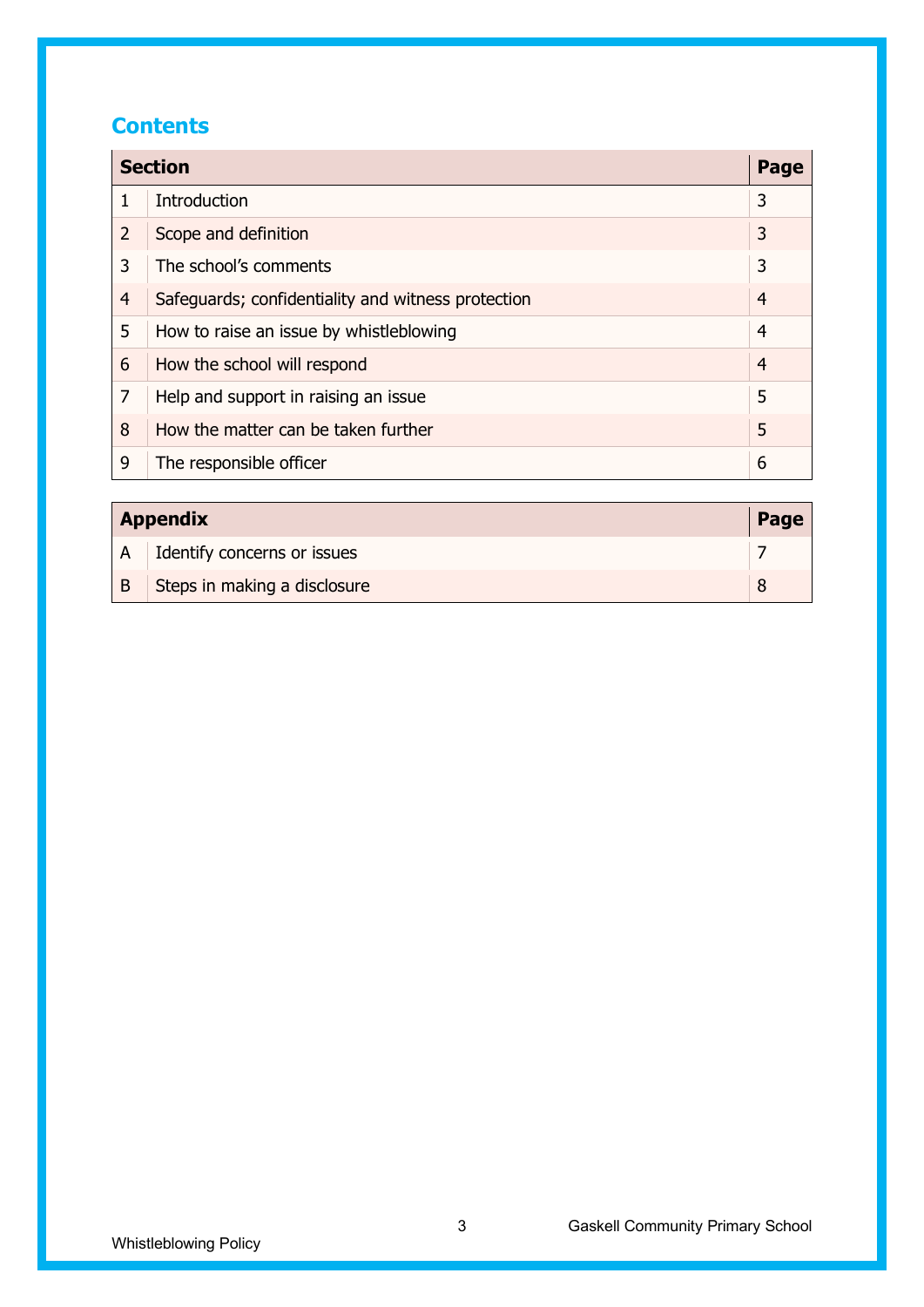## Contents

| Section | | Page |
|---|---|---|
| 1 | Introduction | 3 |
| 2 | Scope and definition | 3 |
| 3 | The school's comments | 3 |
| 4 | Safeguards; confidentiality and witness protection | 4 |
| 5 | How to raise an issue by whistleblowing | 4 |
| 6 | How the school will respond | 4 |
| 7 | Help and support in raising an issue | 5 |
| 8 | How the matter can be taken further | 5 |
| 9 | The responsible officer | 6 |

| Appendix | | Page |
|---|---|---|
| A | Identify concerns or issues | 7 |
| B | Steps in making a disclosure | 8 |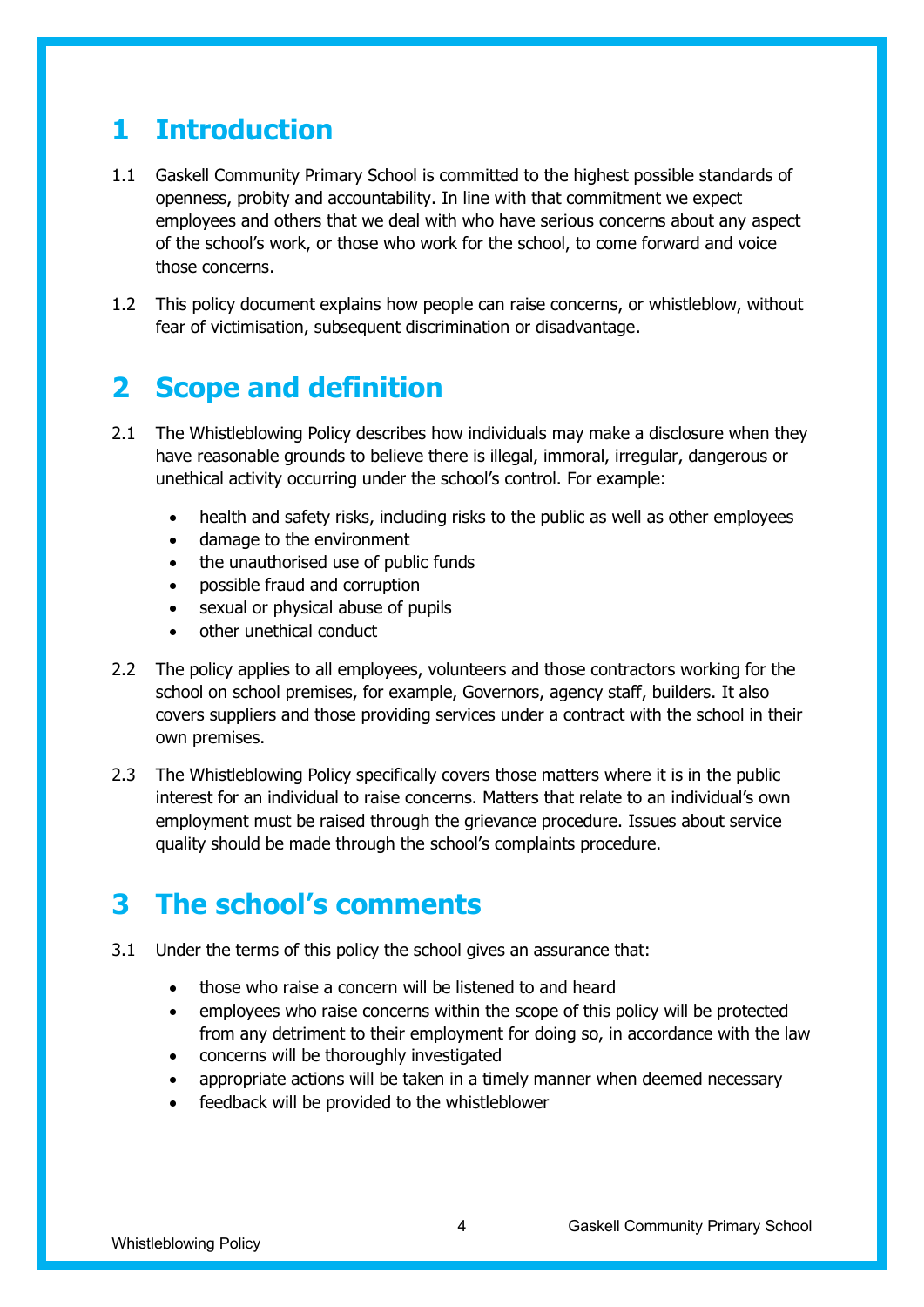# 1 Introduction

1.1 Gaskell Community Primary School is committed to the highest possible standards of openness, probity and accountability. In line with that commitment we expect employees and others that we deal with who have serious concerns about any aspect of the school's work, or those who work for the school, to come forward and voice those concerns.

1.2 This policy document explains how people can raise concerns, or whistleblow, without fear of victimisation, subsequent discrimination or disadvantage.

# 2 Scope and definition

2.1 The Whistleblowing Policy describes how individuals may make a disclosure when they have reasonable grounds to believe there is illegal, immoral, irregular, dangerous or unethical activity occurring under the school's control. For example:

- health and safety risks, including risks to the public as well as other employees
- damage to the environment
- the unauthorised use of public funds
- possible fraud and corruption
- sexual or physical abuse of pupils
- other unethical conduct

2.2 The policy applies to all employees, volunteers and those contractors working for the school on school premises, for example, Governors, agency staff, builders. It also covers suppliers and those providing services under a contract with the school in their own premises.

2.3 The Whistleblowing Policy specifically covers those matters where it is in the public interest for an individual to raise concerns. Matters that relate to an individual's own employment must be raised through the grievance procedure. Issues about service quality should be made through the school's complaints procedure.

# 3 The school's comments

3.1 Under the terms of this policy the school gives an assurance that:

- those who raise a concern will be listened to and heard
- employees who raise concerns within the scope of this policy will be protected from any detriment to their employment for doing so, in accordance with the law
- concerns will be thoroughly investigated
- appropriate actions will be taken in a timely manner when deemed necessary
- feedback will be provided to the whistleblower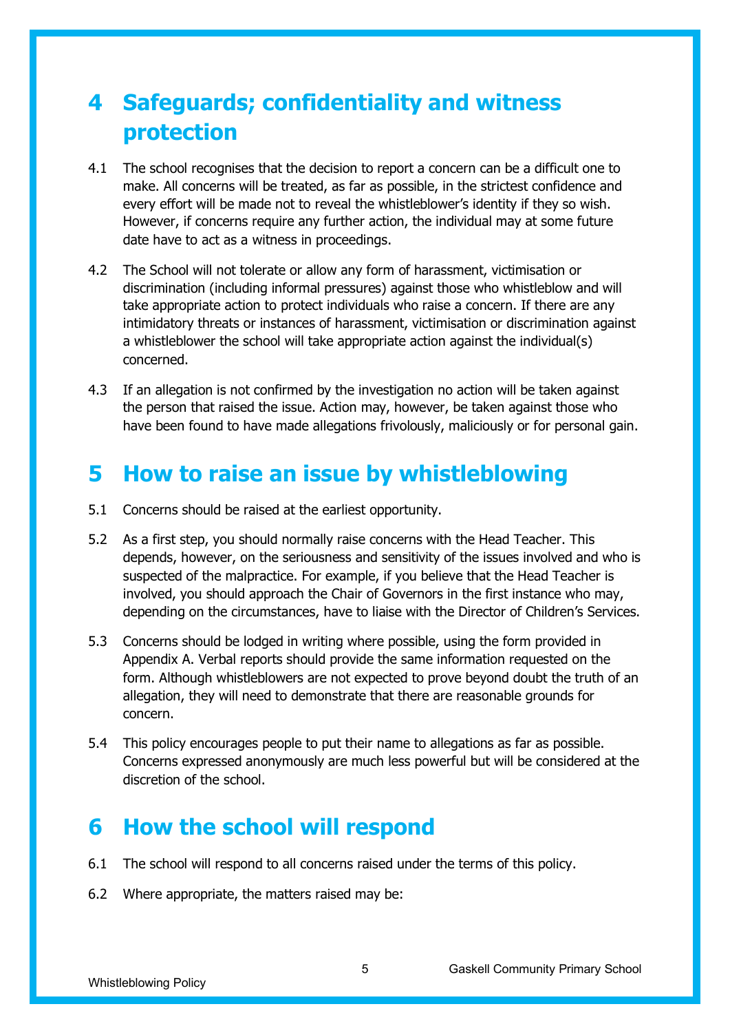# 4 Safeguards; confidentiality and witness protection

4.1 The school recognises that the decision to report a concern can be a difficult one to make. All concerns will be treated, as far as possible, in the strictest confidence and every effort will be made not to reveal the whistleblower's identity if they so wish. However, if concerns require any further action, the individual may at some future date have to act as a witness in proceedings.

4.2 The School will not tolerate or allow any form of harassment, victimisation or discrimination (including informal pressures) against those who whistleblow and will take appropriate action to protect individuals who raise a concern. If there are any intimidatory threats or instances of harassment, victimisation or discrimination against a whistleblower the school will take appropriate action against the individual(s) concerned.

4.3 If an allegation is not confirmed by the investigation no action will be taken against the person that raised the issue. Action may, however, be taken against those who have been found to have made allegations frivolously, maliciously or for personal gain.

# 5 How to raise an issue by whistleblowing

5.1 Concerns should be raised at the earliest opportunity.

5.2 As a first step, you should normally raise concerns with the Head Teacher. This depends, however, on the seriousness and sensitivity of the issues involved and who is suspected of the malpractice. For example, if you believe that the Head Teacher is involved, you should approach the Chair of Governors in the first instance who may, depending on the circumstances, have to liaise with the Director of Children's Services.

5.3 Concerns should be lodged in writing where possible, using the form provided in Appendix A. Verbal reports should provide the same information requested on the form. Although whistleblowers are not expected to prove beyond doubt the truth of an allegation, they will need to demonstrate that there are reasonable grounds for concern.

5.4 This policy encourages people to put their name to allegations as far as possible. Concerns expressed anonymously are much less powerful but will be considered at the discretion of the school.

# 6 How the school will respond

6.1 The school will respond to all concerns raised under the terms of this policy.

6.2 Where appropriate, the matters raised may be: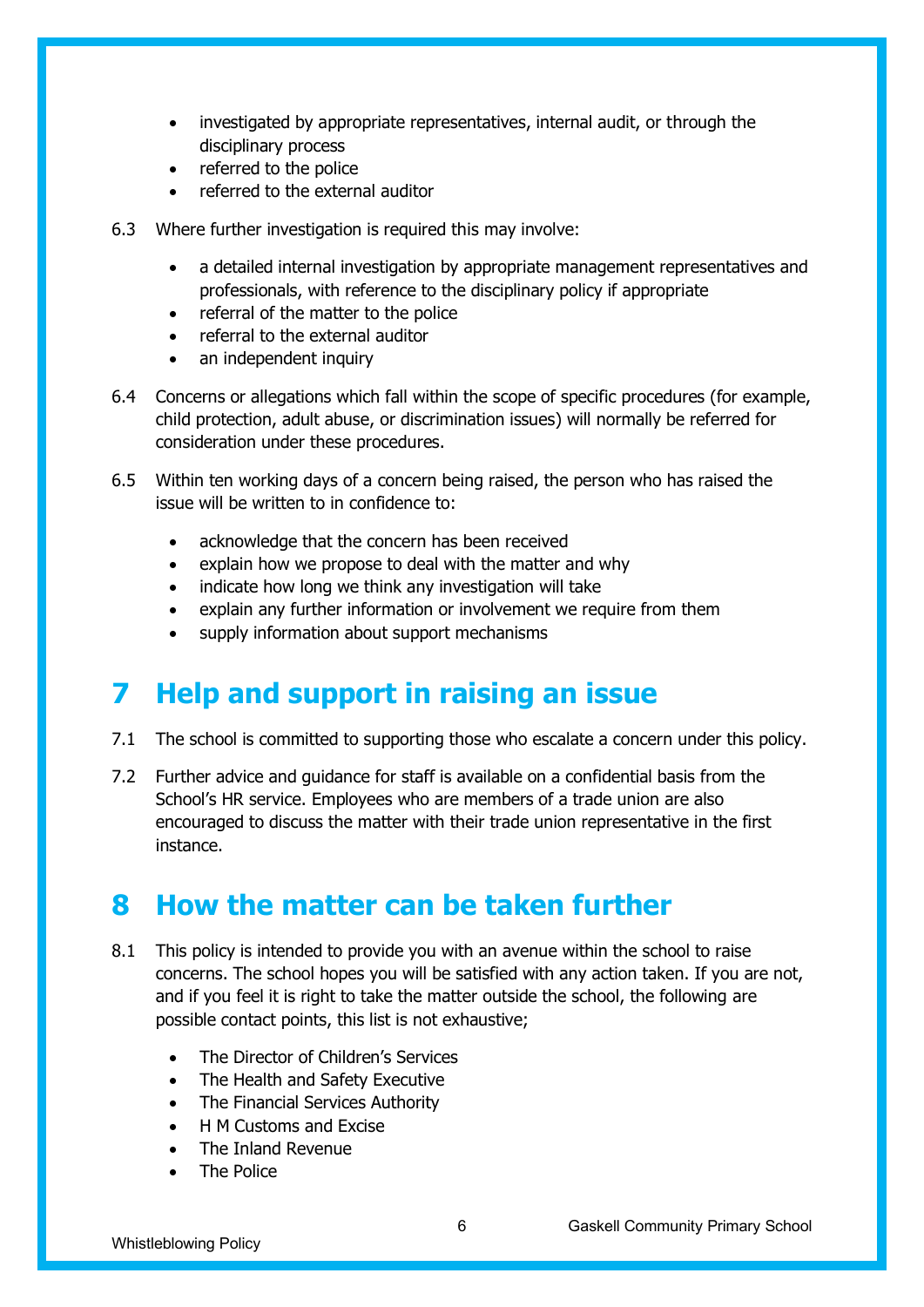- investigated by appropriate representatives, internal audit, or through the disciplinary process
- referred to the police
- referred to the external auditor

6.3 Where further investigation is required this may involve:

- a detailed internal investigation by appropriate management representatives and professionals, with reference to the disciplinary policy if appropriate
- referral of the matter to the police
- referral to the external auditor
- an independent inquiry

6.4 Concerns or allegations which fall within the scope of specific procedures (for example, child protection, adult abuse, or discrimination issues) will normally be referred for consideration under these procedures.

6.5 Within ten working days of a concern being raised, the person who has raised the issue will be written to in confidence to:

- acknowledge that the concern has been received
- explain how we propose to deal with the matter and why
- indicate how long we think any investigation will take
- explain any further information or involvement we require from them
- supply information about support mechanisms

# 7 Help and support in raising an issue

7.1 The school is committed to supporting those who escalate a concern under this policy.

7.2 Further advice and guidance for staff is available on a confidential basis from the School's HR service. Employees who are members of a trade union are also encouraged to discuss the matter with their trade union representative in the first instance.

# 8 How the matter can be taken further

8.1 This policy is intended to provide you with an avenue within the school to raise concerns. The school hopes you will be satisfied with any action taken. If you are not, and if you feel it is right to take the matter outside the school, the following are possible contact points, this list is not exhaustive;

- The Director of Children's Services
- The Health and Safety Executive
- The Financial Services Authority
- H M Customs and Excise
- The Inland Revenue
- The Police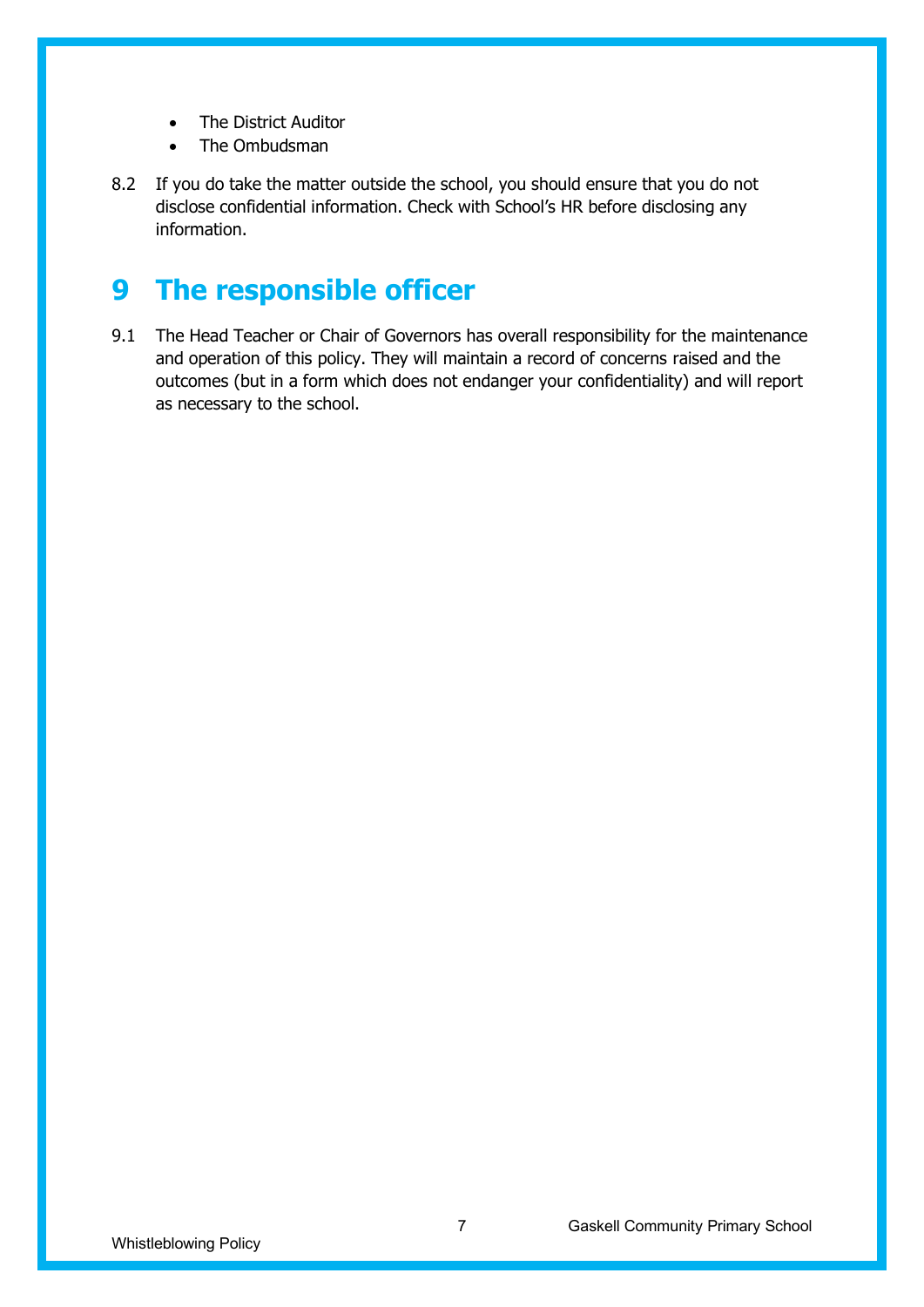- The District Auditor
- The Ombudsman

8.2 If you do take the matter outside the school, you should ensure that you do not disclose confidential information. Check with School's HR before disclosing any information.

# 9 The responsible officer

9.1 The Head Teacher or Chair of Governors has overall responsibility for the maintenance and operation of this policy. They will maintain a record of concerns raised and the outcomes (but in a form which does not endanger your confidentiality) and will report as necessary to the school.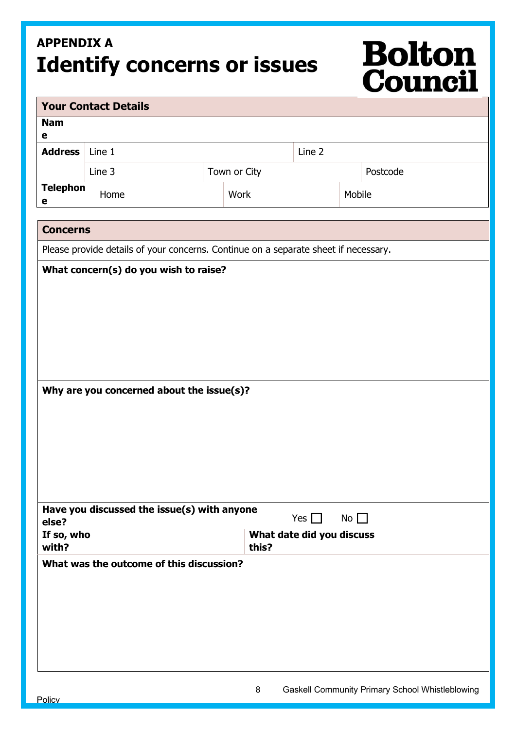**APPENDIX A**

# Identify concerns or issues

Bolton Council

| Your Contact Details | | | |
|---|---|---|---|
| **Name** | | | |
| **Address** | Line 1 | Line 2 | |
| | Line 3 | Town or City | Postcode |
| **Telephone** | Home | Work | Mobile |

| Concerns | |
|---|---|
| Please provide details of your concerns. Continue on a separate sheet if necessary. | |
| **What concern(s) do you wish to raise?** | |
| **Why are you concerned about the issue(s)?** | |
| **Have you discussed the issue(s) with anyone else?** | Yes ☐ No ☐ |
| **If so, who with?** | **What date did you discuss this?** |
| **What was the outcome of this discussion?** | |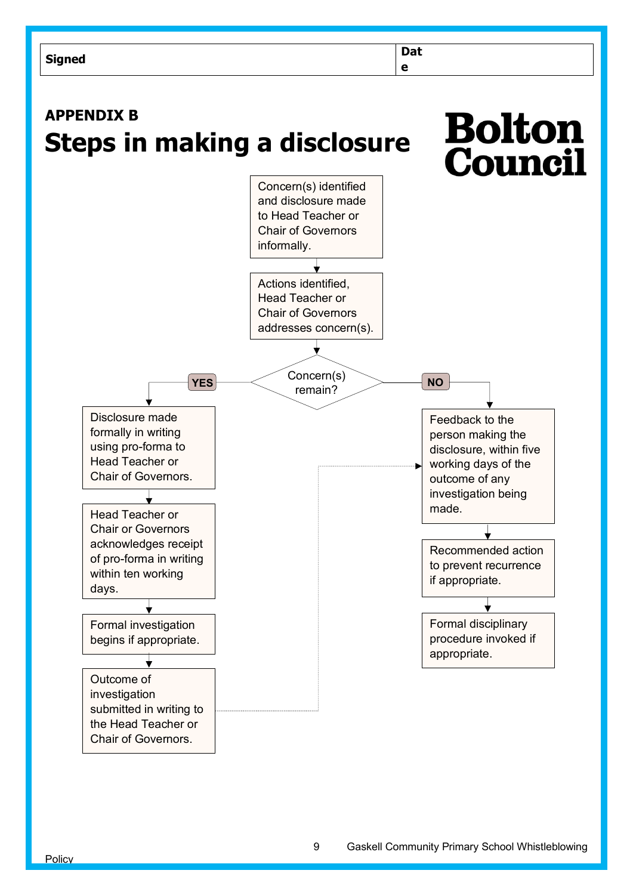| Signed | Date |
| --- | --- |

**APPENDIX B**

# Steps in making a disclosure

**Bolton Council**

Concern(s) identified and disclosure made to Head Teacher or Chair of Governors informally.

Actions identified, Head Teacher or Chair of Governors addresses concern(s).

Concern(s) remain?

YES

Disclosure made formally in writing using pro-forma to Head Teacher or Chair of Governors.

Head Teacher or Chair or Governors acknowledges receipt of pro-forma in writing within ten working days.

Formal investigation begins if appropriate.

Outcome of investigation submitted in writing to the Head Teacher or Chair of Governors.

NO

Feedback to the person making the disclosure, within five working days of the outcome of any investigation being made.

Recommended action to prevent recurrence if appropriate.

Formal disciplinary procedure invoked if appropriate.